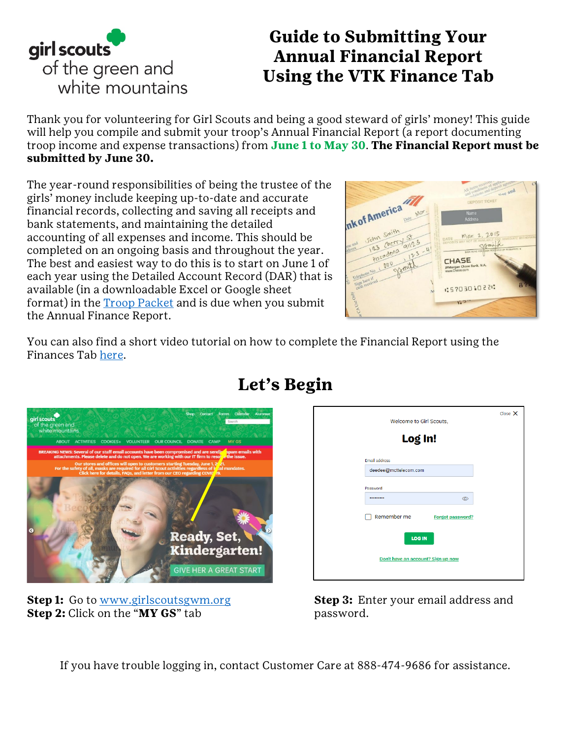girl scouts of the green and white mountains

# Guide to Submitting Your Annual Financial Report Using the VTK Finance Tab

Thank you for volunteering for Girl Scouts and being a good steward of girls' money! This guide will help you compile and submit your troop's Annual Financial Report (a report documenting troop income and expense transactions) from **June 1 to May 30**. **The Financial Report must be submitted by June 30.**

The year-round responsibilities of being the trustee of the girls' money include keeping up-to-date and accurate financial records, collecting and saving all receipts and bank statements, and maintaining the detailed accounting of all expenses and income. This should be completed on an ongoing basis and throughout the year. The best and easiest way to do this is to start on June 1 of each year using the Detailed Account Record (DAR) that is available (in a downloadable Excel or Google sheet format) in the Troop Packet and is due when you submit the Annual Finance Report.

You can also find a short video tutorial on how to complete the Financial Report using the Finances Tab here.

## Let's Begin

**Step 1:** Go to www.girlscoutsgwm.org
**Step 2:** Click on the "**MY GS**" tab

**Step 3:** Enter your email address and password.

If you have trouble logging in, contact Customer Care at 888-474-9686 for assistance.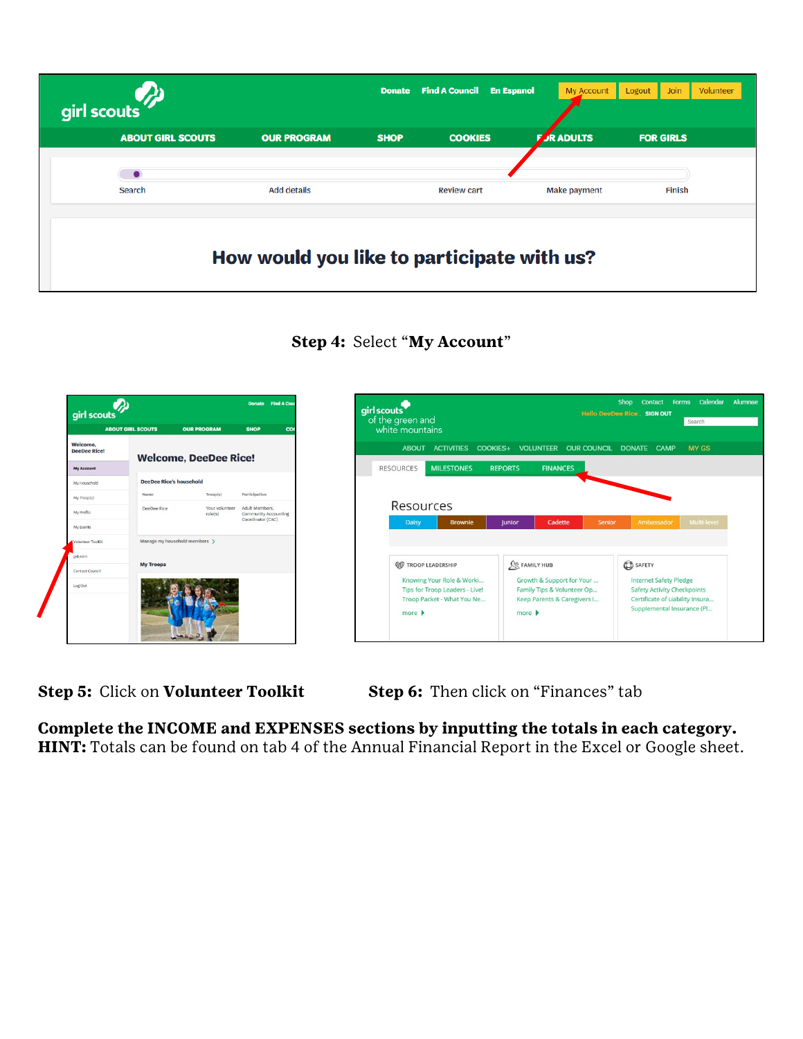**Step 4:** Select "**My Account**"

**Step 5:** Click on **Volunteer Toolkit**

**Step 6:** Then click on "Finances" tab

**Complete the INCOME and EXPENSES sections by inputting the totals in each category.**
**HINT:** Totals can be found on tab 4 of the Annual Financial Report in the Excel or Google sheet.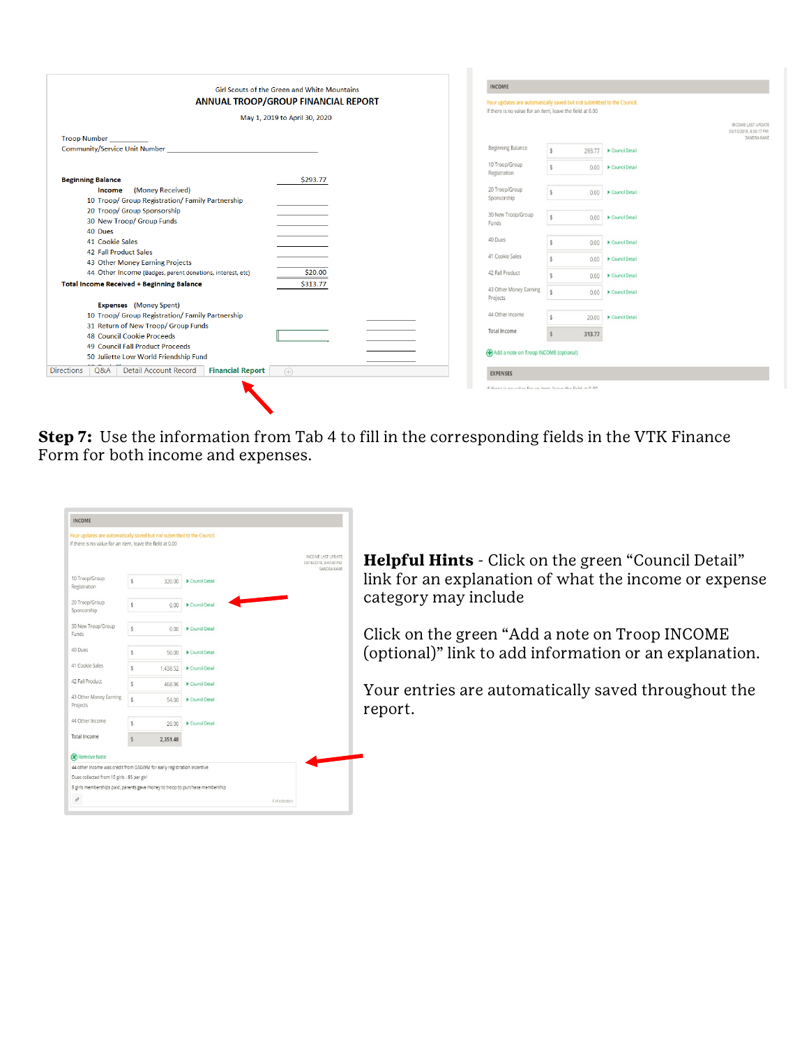Girl Scouts of the Green and White Mountains

ANNUAL TROOP/GROUP FINANCIAL REPORT

May 1, 2019 to April 30, 2020

Troop Number ________

Community/Service Unit Number ____________________

| | |
|---|---|
| **Beginning Balance** | $293.77 |
| **Income** (Money Received) | |
| 10 Troop/ Group Registration/ Family Partnership | |
| 20 Troop/ Group Sponsorship | |
| 30 New Troop/ Group Funds | |
| 40 Dues | |
| 41 Cookie Sales | |
| 42 Fall Product Sales | |
| 43 Other Money Earning Projects | |
| 44 Other Income (Badges, parent donations, interest, etc) | $20.00 |
| **Total Income Received + Beginning Balance** | $313.77 |

| | |
|---|---|
| **Expenses** (Money Spent) | |
| 10 Troop/ Group Registration/ Family Partnership | |
| 31 Return of New Troop/ Group Funds | |
| 48 Council Cookie Proceeds | |
| 49 Council Fall Product Proceeds | |
| 50 Juliette Low World Friendship Fund | |

Directions | Q&A | Detail Account Record | Financial Report

INCOME

Your updates are automatically saved but not submitted to the Council.
If there is no value for an item, leave the field at 0.00

INCOME LAST UPDATE 03/15/2018, 6:36:17 PM SANDRA KANE

| | | |
|---|---|---|
| Beginning Balance | $ 293.77 | Council Detail |
| 10 Troop/Group Registration | $ 0.00 | Council Detail |
| 20 Troop/Group Sponsorship | $ 0.00 | Council Detail |
| 30 New Troop/Group Funds | $ 0.00 | Council Detail |
| 40 Dues | $ 0.00 | Council Detail |
| 41 Cookie Sales | $ 0.00 | Council Detail |
| 42 Fall Product | $ 0.00 | Council Detail |
| 43 Other Money Earning Projects | $ 0.00 | Council Detail |
| 44 Other Income | $ 20.00 | Council Detail |
| Total Income | $ 313.77 | |

Add a note on Troop INCOME (optional)

EXPENSES

**Step 7:** Use the information from Tab 4 to fill in the corresponding fields in the VTK Finance Form for both income and expenses.

INCOME

Your updates are automatically saved but not submitted to the Council.
If there is no value for an item, leave the field at 0.00

INCOME LAST UPDATE 03/16/2018, 3:40:43 PM SANDRA KANE

| | | |
|---|---|---|
| 10 Troop/Group Registration | $ 320.00 | Council Detail |
| 20 Troop/Group Sponsorship | $ 0.00 | Council Detail |
| 30 New Troop/Group Funds | $ 0.00 | Council Detail |
| 40 Dues | $ 50.00 | Council Detail |
| 41 Cookie Sales | $ 1,438.52 | Council Detail |
| 42 Fall Product | $ 468.96 | Council Detail |
| 43 Other Money Earning Projects | $ 54.00 | Council Detail |
| 44 Other Income | $ 20.00 | Council Detail |
| Total Income | $ 2,351.48 | |

Remove Note

44 other income was credit from GSGWM for early registration incentive
Dues collected from 10 girls - $5 per girl
8 girls memberships paid, parents gave money to troop to purchase membership

**Helpful Hints** - Click on the green "Council Detail" link for an explanation of what the income or expense category may include

Click on the green "Add a note on Troop INCOME (optional)" link to add information or an explanation.

Your entries are automatically saved throughout the report.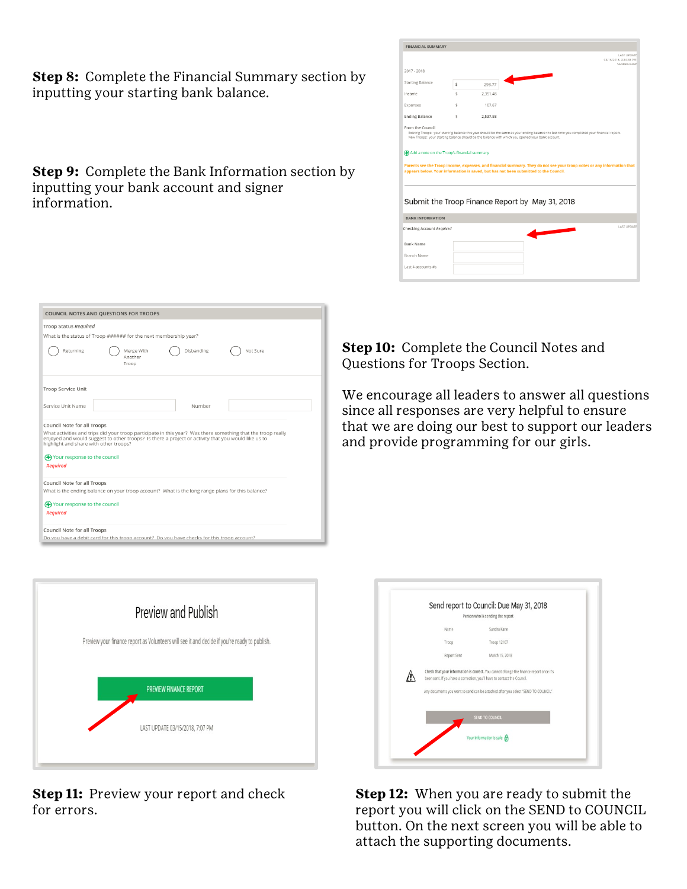**Step 8:** Complete the Financial Summary section by inputting your starting bank balance.

**Step 9:** Complete the Bank Information section by inputting your bank account and signer information.

FINANCIAL SUMMARY

LAST UPDATE 03/16/2018, 3:34:48 PM SANDRA KANE

2017 - 2018

| | | |
|---|---|---|
| Starting Balance | $ | 293.77 |
| Income | $ | 2,351.48 |
| Expenses | $ | 107.67 |
| Ending Balance | $ | 2,537.58 |

From the Council

Existing Troops: your starting balance this year should be the same as your ending balance the last time you completed your financial report.
New Troops: your starting balance should be the balance with which you opened your bank account.

Add a note on the Troop's financial summary

Parents see the Troop income, expenses, and financial summary. They do not see your troop notes or any information that appears below. Your information is saved, but has not been submitted to the Council.

Submit the Troop Finance Report by May 31, 2018

BANK INFORMATION

LAST UPDATE

Checking Account *Required*

Bank Name

Branch Name

Last 4 accounts #s

COUNCIL NOTES AND QUESTIONS FOR TROOPS

Troop Status *Required*

What is the status of Troop ###### for the next membership year?

Returning — Merge With Another Troop — Disbanding — Not Sure

Troop Service Unit

Service Unit Name — Number

Council Note for all Troops

What activities and trips did your troop participate in this year? Was there something that the troop really enjoyed and would suggest to other troops? Is there a project or activity that you would like us to highlight and share with other troops?

Your response to the council

*Required*

Council Note for all Troops

What is the ending balance on your troop account? What is the long range plans for this balance?

Your response to the council

*Required*

Council Note for all Troops

Do you have a debit card for this troop account? Do you have checks for this troop account?

**Step 10:** Complete the Council Notes and Questions for Troops Section.

We encourage all leaders to answer all questions since all responses are very helpful to ensure that we are doing our best to support our leaders and provide programming for our girls.

Preview and Publish

Preview your finance report as Volunteers will see it and decide if you're ready to publish.

PREVIEW FINANCE REPORT

LAST UPDATE 03/15/2018, 7:07 PM

Send report to Council: Due May 31, 2018

Person who is sending the report

| | |
|---|---|
| Name | Sandra Kane |
| Troop | Troop 12107 |
| Report Sent | March 15, 2018 |

Check that your information is correct. You cannot change the finance report once it's been sent. If you have a correction, you'll have to contact the Council.

Any documents you want to send can be attached after you select "SEND TO COUNCIL"

SEND TO COUNCIL

Your information is safe

**Step 11:** Preview your report and check for errors.

**Step 12:** When you are ready to submit the report you will click on the SEND to COUNCIL button. On the next screen you will be able to attach the supporting documents.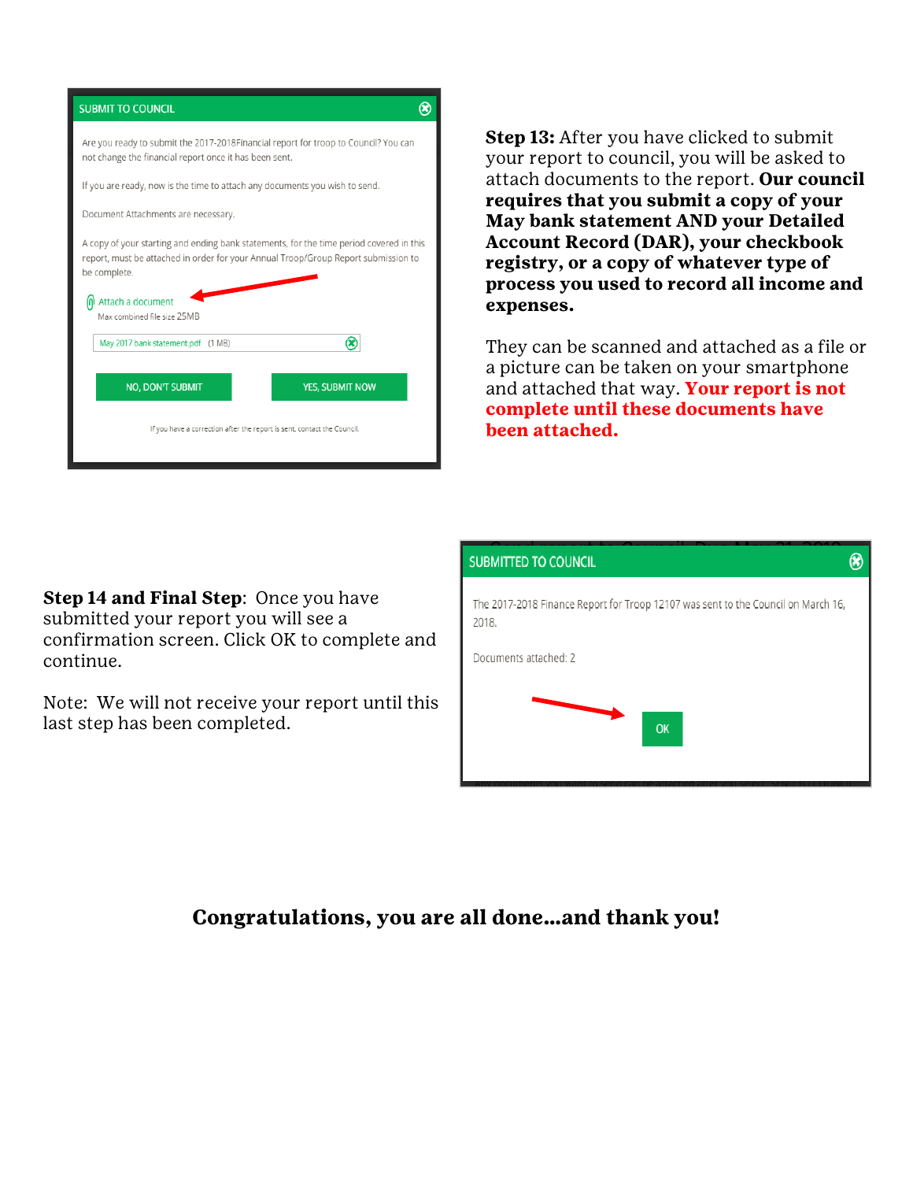SUBMIT TO COUNCIL

Are you ready to submit the 2017-2018Financial report for troop to Council? You can not change the financial report once it has been sent.

If you are ready, now is the time to attach any documents you wish to send.

Document Attachments are necessary.

A copy of your starting and ending bank statements, for the time period covered in this report, must be attached in order for your Annual Troop/Group Report submission to be complete.

Attach a document
Max combined file size 25MB

May 2017 bank statement.pdf (1 MB)

NO, DON'T SUBMIT

YES, SUBMIT NOW

If you have a correction after the report is sent, contact the Council.

**Step 13:** After you have clicked to submit your report to council, you will be asked to attach documents to the report. **Our council requires that you submit a copy of your May bank statement AND your Detailed Account Record (DAR), your checkbook registry, or a copy of whatever type of process you used to record all income and expenses.**

They can be scanned and attached as a file or a picture can be taken on your smartphone and attached that way. **Your report is not complete until these documents have been attached.**

**Step 14 and Final Step**: Once you have submitted your report you will see a confirmation screen. Click OK to complete and continue.

Note: We will not receive your report until this last step has been completed.

SUBMITTED TO COUNCIL

The 2017-2018 Finance Report for Troop 12107 was sent to the Council on March 16, 2018.

Documents attached: 2

OK

**Congratulations, you are all done...and thank you!**